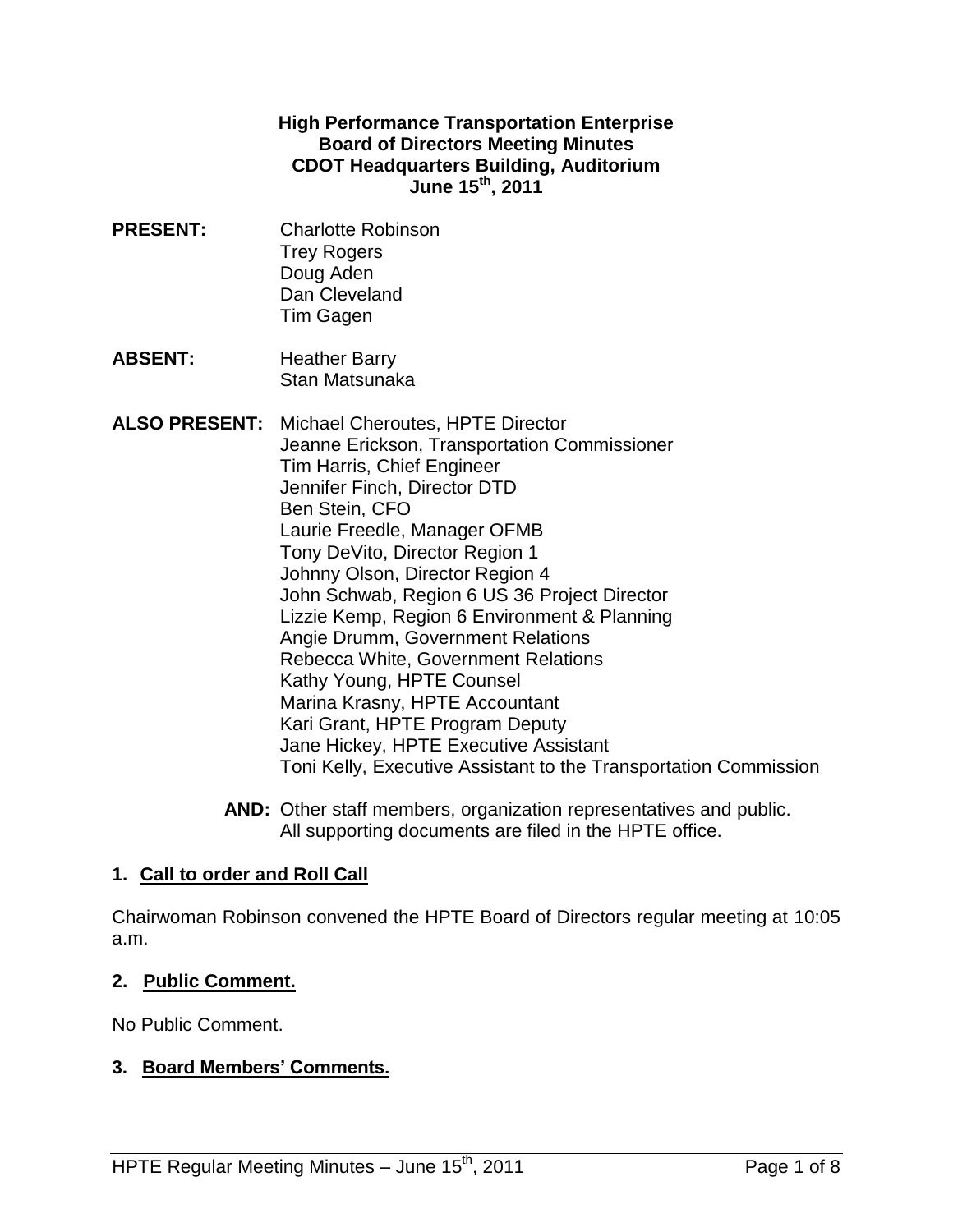**High Performance Transportation Enterprise**
**Board of Directors Meeting Minutes**
**CDOT Headquarters Building, Auditorium**
**June 15th, 2011**

**PRESENT:**
Charlotte Robinson
Trey Rogers
Doug Aden
Dan Cleveland
Tim Gagen

**ABSENT:**
Heather Barry
Stan Matsunaka

**ALSO PRESENT:**
Michael Cheroutes, HPTE Director
Jeanne Erickson, Transportation Commissioner
Tim Harris, Chief Engineer
Jennifer Finch, Director DTD
Ben Stein, CFO
Laurie Freedle, Manager OFMB
Tony DeVito, Director Region 1
Johnny Olson, Director Region 4
John Schwab, Region 6 US 36 Project Director
Lizzie Kemp, Region 6 Environment & Planning
Angie Drumm, Government Relations
Rebecca White, Government Relations
Kathy Young, HPTE Counsel
Marina Krasny, HPTE Accountant
Kari Grant, HPTE Program Deputy
Jane Hickey, HPTE Executive Assistant
Toni Kelly, Executive Assistant to the Transportation Commission

**AND:** Other staff members, organization representatives and public. All supporting documents are filed in the HPTE office.

## 1. Call to order and Roll Call

Chairwoman Robinson convened the HPTE Board of Directors regular meeting at 10:05 a.m.

## 2. Public Comment.

No Public Comment.

## 3. Board Members' Comments.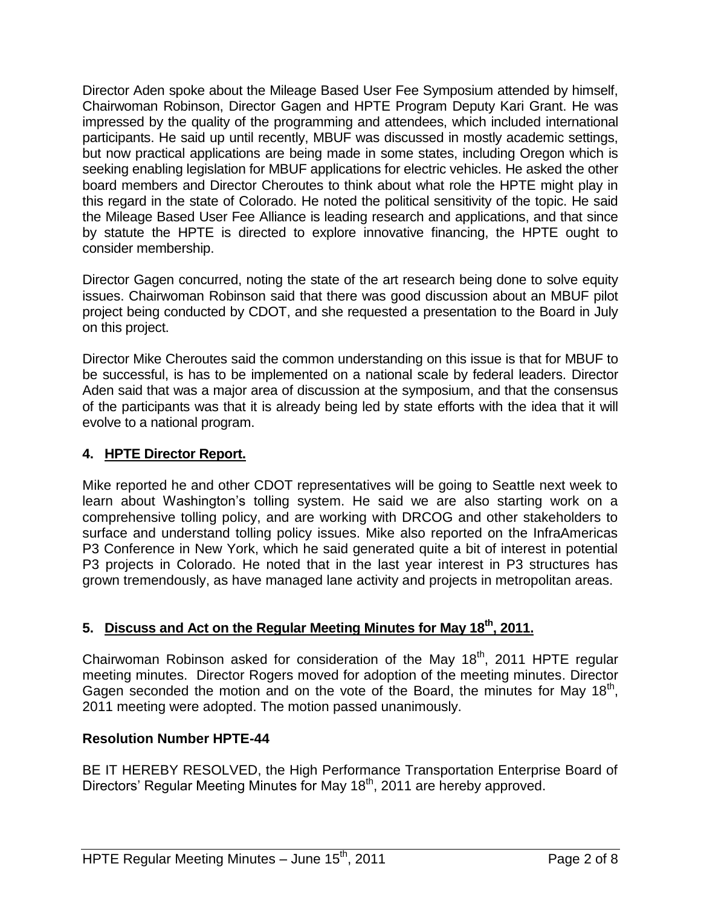Director Aden spoke about the Mileage Based User Fee Symposium attended by himself, Chairwoman Robinson, Director Gagen and HPTE Program Deputy Kari Grant. He was impressed by the quality of the programming and attendees, which included international participants. He said up until recently, MBUF was discussed in mostly academic settings, but now practical applications are being made in some states, including Oregon which is seeking enabling legislation for MBUF applications for electric vehicles. He asked the other board members and Director Cheroutes to think about what role the HPTE might play in this regard in the state of Colorado. He noted the political sensitivity of the topic. He said the Mileage Based User Fee Alliance is leading research and applications, and that since by statute the HPTE is directed to explore innovative financing, the HPTE ought to consider membership.

Director Gagen concurred, noting the state of the art research being done to solve equity issues. Chairwoman Robinson said that there was good discussion about an MBUF pilot project being conducted by CDOT, and she requested a presentation to the Board in July on this project.

Director Mike Cheroutes said the common understanding on this issue is that for MBUF to be successful, is has to be implemented on a national scale by federal leaders. Director Aden said that was a major area of discussion at the symposium, and that the consensus of the participants was that it is already being led by state efforts with the idea that it will evolve to a national program.

## 4. HPTE Director Report.

Mike reported he and other CDOT representatives will be going to Seattle next week to learn about Washington's tolling system. He said we are also starting work on a comprehensive tolling policy, and are working with DRCOG and other stakeholders to surface and understand tolling policy issues. Mike also reported on the InfraAmericas P3 Conference in New York, which he said generated quite a bit of interest in potential P3 projects in Colorado. He noted that in the last year interest in P3 structures has grown tremendously, as have managed lane activity and projects in metropolitan areas.

## 5. Discuss and Act on the Regular Meeting Minutes for May 18th, 2011.

Chairwoman Robinson asked for consideration of the May 18th, 2011 HPTE regular meeting minutes. Director Rogers moved for adoption of the meeting minutes. Director Gagen seconded the motion and on the vote of the Board, the minutes for May 18th, 2011 meeting were adopted. The motion passed unanimously.

### Resolution Number HPTE-44

BE IT HEREBY RESOLVED, the High Performance Transportation Enterprise Board of Directors' Regular Meeting Minutes for May 18th, 2011 are hereby approved.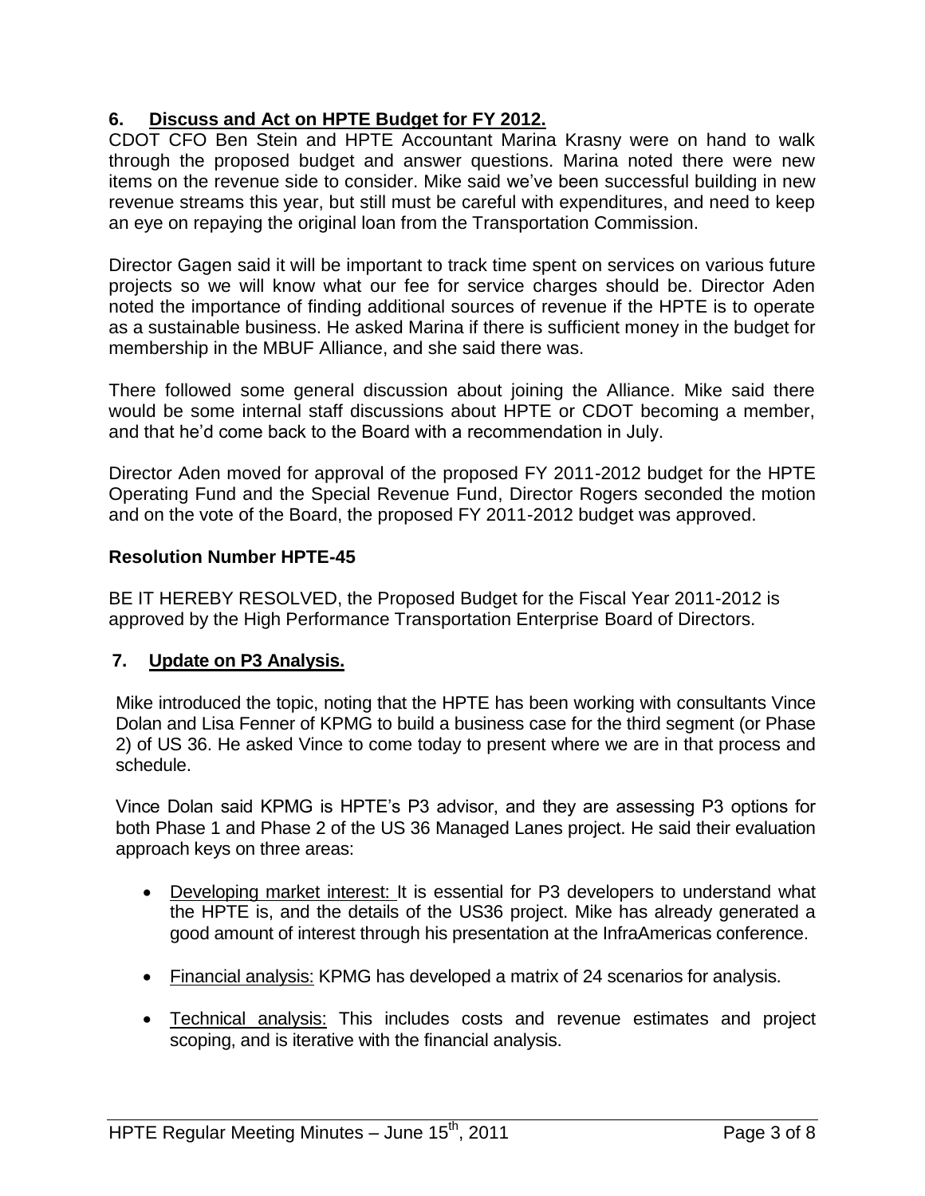## 6. Discuss and Act on HPTE Budget for FY 2012.

CDOT CFO Ben Stein and HPTE Accountant Marina Krasny were on hand to walk through the proposed budget and answer questions. Marina noted there were new items on the revenue side to consider. Mike said we've been successful building in new revenue streams this year, but still must be careful with expenditures, and need to keep an eye on repaying the original loan from the Transportation Commission.

Director Gagen said it will be important to track time spent on services on various future projects so we will know what our fee for service charges should be. Director Aden noted the importance of finding additional sources of revenue if the HPTE is to operate as a sustainable business. He asked Marina if there is sufficient money in the budget for membership in the MBUF Alliance, and she said there was.

There followed some general discussion about joining the Alliance. Mike said there would be some internal staff discussions about HPTE or CDOT becoming a member, and that he'd come back to the Board with a recommendation in July.

Director Aden moved for approval of the proposed FY 2011-2012 budget for the HPTE Operating Fund and the Special Revenue Fund, Director Rogers seconded the motion and on the vote of the Board, the proposed FY 2011-2012 budget was approved.

**Resolution Number HPTE-45**

BE IT HEREBY RESOLVED, the Proposed Budget for the Fiscal Year 2011-2012 is approved by the High Performance Transportation Enterprise Board of Directors.

## 7. Update on P3 Analysis.

Mike introduced the topic, noting that the HPTE has been working with consultants Vince Dolan and Lisa Fenner of KPMG to build a business case for the third segment (or Phase 2) of US 36. He asked Vince to come today to present where we are in that process and schedule.

Vince Dolan said KPMG is HPTE's P3 advisor, and they are assessing P3 options for both Phase 1 and Phase 2 of the US 36 Managed Lanes project. He said their evaluation approach keys on three areas:

- Developing market interest: It is essential for P3 developers to understand what the HPTE is, and the details of the US36 project. Mike has already generated a good amount of interest through his presentation at the InfraAmericas conference.
- Financial analysis: KPMG has developed a matrix of 24 scenarios for analysis.
- Technical analysis: This includes costs and revenue estimates and project scoping, and is iterative with the financial analysis.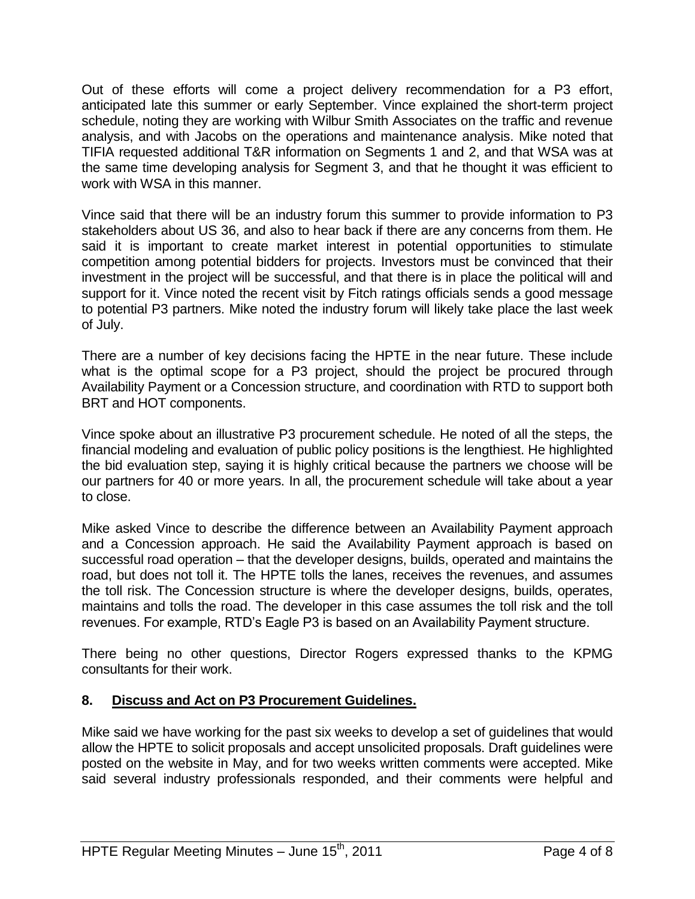Out of these efforts will come a project delivery recommendation for a P3 effort, anticipated late this summer or early September. Vince explained the short-term project schedule, noting they are working with Wilbur Smith Associates on the traffic and revenue analysis, and with Jacobs on the operations and maintenance analysis. Mike noted that TIFIA requested additional T&R information on Segments 1 and 2, and that WSA was at the same time developing analysis for Segment 3, and that he thought it was efficient to work with WSA in this manner.

Vince said that there will be an industry forum this summer to provide information to P3 stakeholders about US 36, and also to hear back if there are any concerns from them. He said it is important to create market interest in potential opportunities to stimulate competition among potential bidders for projects. Investors must be convinced that their investment in the project will be successful, and that there is in place the political will and support for it. Vince noted the recent visit by Fitch ratings officials sends a good message to potential P3 partners. Mike noted the industry forum will likely take place the last week of July.

There are a number of key decisions facing the HPTE in the near future. These include what is the optimal scope for a P3 project, should the project be procured through Availability Payment or a Concession structure, and coordination with RTD to support both BRT and HOT components.

Vince spoke about an illustrative P3 procurement schedule. He noted of all the steps, the financial modeling and evaluation of public policy positions is the lengthiest. He highlighted the bid evaluation step, saying it is highly critical because the partners we choose will be our partners for 40 or more years. In all, the procurement schedule will take about a year to close.

Mike asked Vince to describe the difference between an Availability Payment approach and a Concession approach. He said the Availability Payment approach is based on successful road operation – that the developer designs, builds, operated and maintains the road, but does not toll it. The HPTE tolls the lanes, receives the revenues, and assumes the toll risk. The Concession structure is where the developer designs, builds, operates, maintains and tolls the road. The developer in this case assumes the toll risk and the toll revenues. For example, RTD's Eagle P3 is based on an Availability Payment structure.

There being no other questions, Director Rogers expressed thanks to the KPMG consultants for their work.

## 8. Discuss and Act on P3 Procurement Guidelines.

Mike said we have working for the past six weeks to develop a set of guidelines that would allow the HPTE to solicit proposals and accept unsolicited proposals. Draft guidelines were posted on the website in May, and for two weeks written comments were accepted. Mike said several industry professionals responded, and their comments were helpful and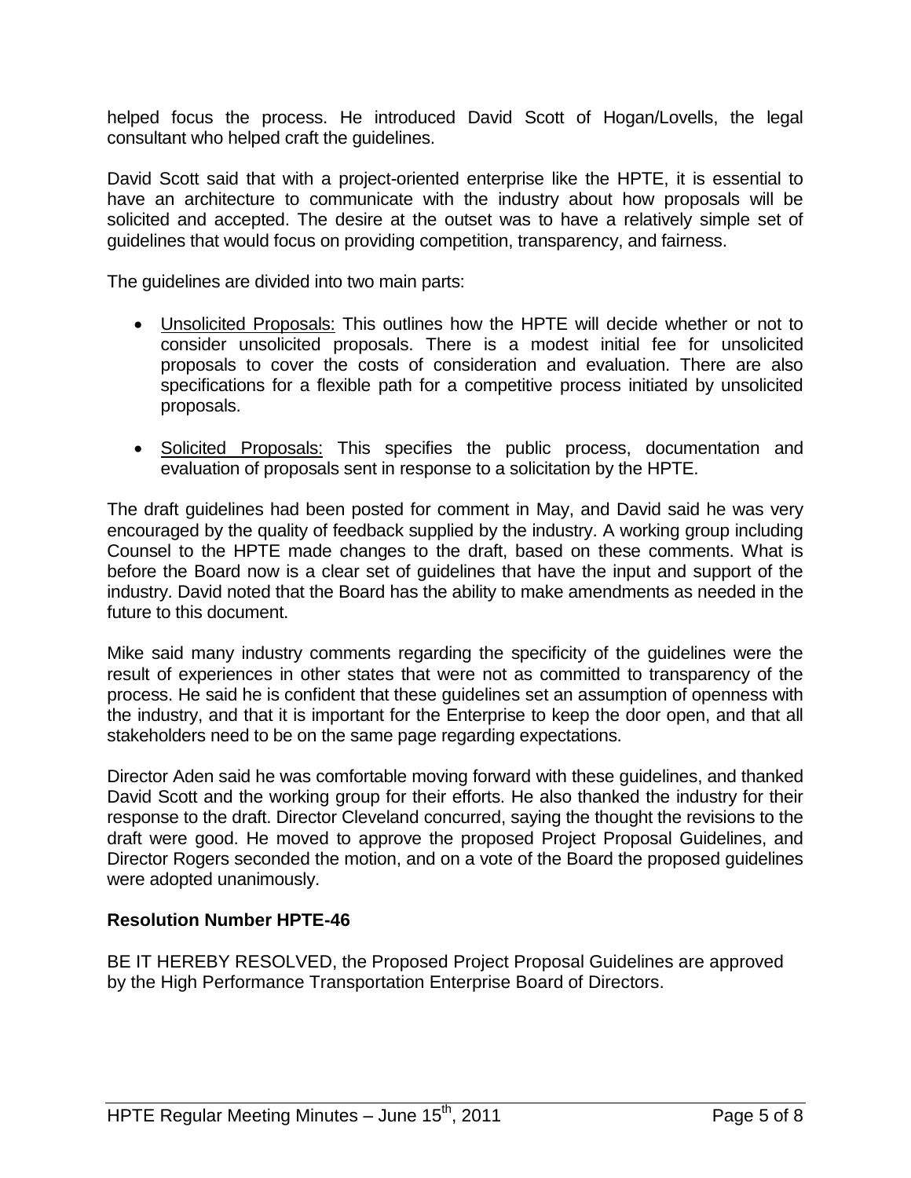helped focus the process. He introduced David Scott of Hogan/Lovells, the legal consultant who helped craft the guidelines.

David Scott said that with a project-oriented enterprise like the HPTE, it is essential to have an architecture to communicate with the industry about how proposals will be solicited and accepted. The desire at the outset was to have a relatively simple set of guidelines that would focus on providing competition, transparency, and fairness.

The guidelines are divided into two main parts:

- Unsolicited Proposals: This outlines how the HPTE will decide whether or not to consider unsolicited proposals. There is a modest initial fee for unsolicited proposals to cover the costs of consideration and evaluation. There are also specifications for a flexible path for a competitive process initiated by unsolicited proposals.

- Solicited Proposals: This specifies the public process, documentation and evaluation of proposals sent in response to a solicitation by the HPTE.

The draft guidelines had been posted for comment in May, and David said he was very encouraged by the quality of feedback supplied by the industry. A working group including Counsel to the HPTE made changes to the draft, based on these comments. What is before the Board now is a clear set of guidelines that have the input and support of the industry. David noted that the Board has the ability to make amendments as needed in the future to this document.

Mike said many industry comments regarding the specificity of the guidelines were the result of experiences in other states that were not as committed to transparency of the process. He said he is confident that these guidelines set an assumption of openness with the industry, and that it is important for the Enterprise to keep the door open, and that all stakeholders need to be on the same page regarding expectations.

Director Aden said he was comfortable moving forward with these guidelines, and thanked David Scott and the working group for their efforts. He also thanked the industry for their response to the draft. Director Cleveland concurred, saying the thought the revisions to the draft were good. He moved to approve the proposed Project Proposal Guidelines, and Director Rogers seconded the motion, and on a vote of the Board the proposed guidelines were adopted unanimously.

**Resolution Number HPTE-46**

BE IT HEREBY RESOLVED, the Proposed Project Proposal Guidelines are approved by the High Performance Transportation Enterprise Board of Directors.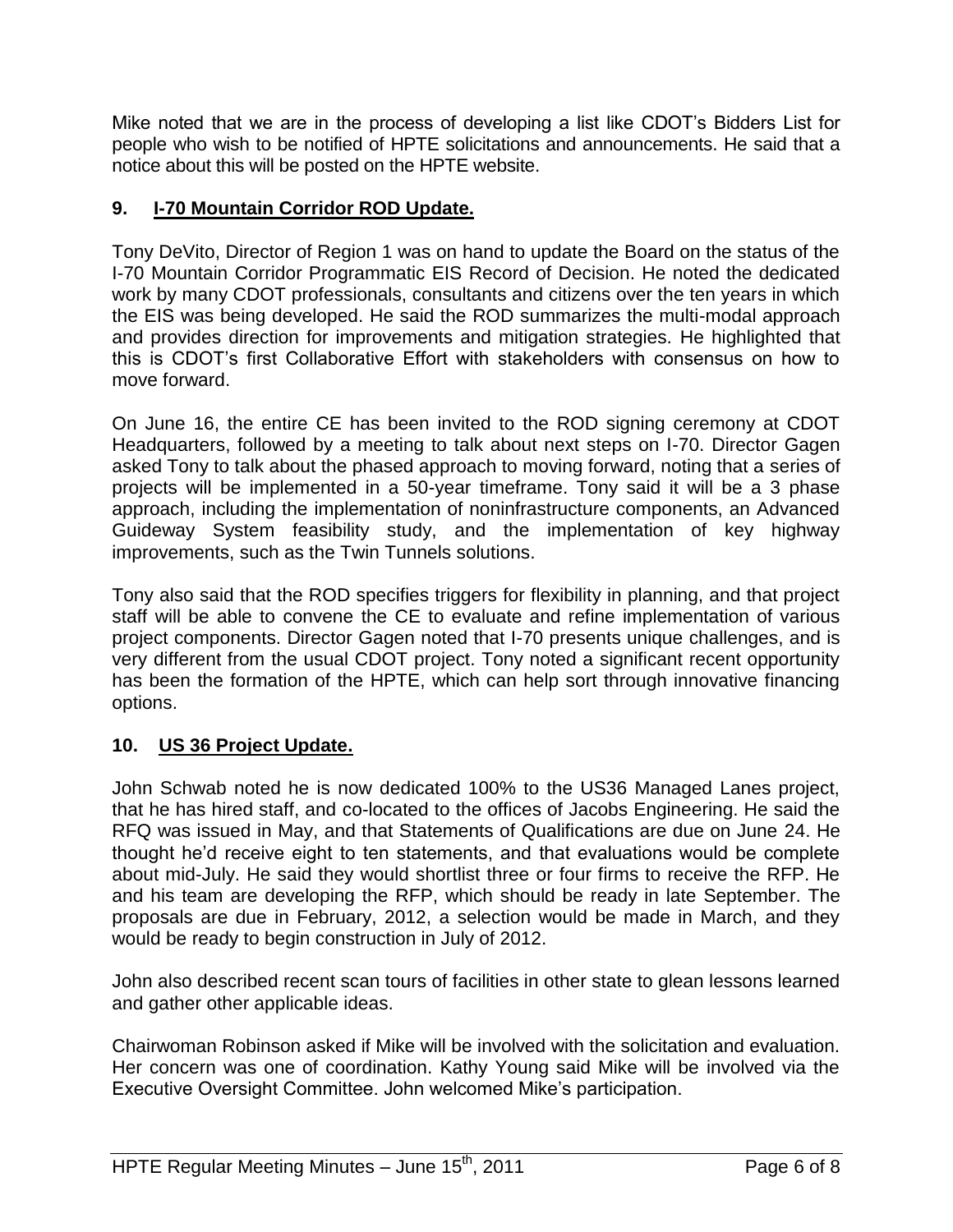Mike noted that we are in the process of developing a list like CDOT's Bidders List for people who wish to be notified of HPTE solicitations and announcements. He said that a notice about this will be posted on the HPTE website.

## 9. I-70 Mountain Corridor ROD Update.

Tony DeVito, Director of Region 1 was on hand to update the Board on the status of the I-70 Mountain Corridor Programmatic EIS Record of Decision. He noted the dedicated work by many CDOT professionals, consultants and citizens over the ten years in which the EIS was being developed. He said the ROD summarizes the multi-modal approach and provides direction for improvements and mitigation strategies. He highlighted that this is CDOT's first Collaborative Effort with stakeholders with consensus on how to move forward.

On June 16, the entire CE has been invited to the ROD signing ceremony at CDOT Headquarters, followed by a meeting to talk about next steps on I-70. Director Gagen asked Tony to talk about the phased approach to moving forward, noting that a series of projects will be implemented in a 50-year timeframe. Tony said it will be a 3 phase approach, including the implementation of noninfrastructure components, an Advanced Guideway System feasibility study, and the implementation of key highway improvements, such as the Twin Tunnels solutions.

Tony also said that the ROD specifies triggers for flexibility in planning, and that project staff will be able to convene the CE to evaluate and refine implementation of various project components. Director Gagen noted that I-70 presents unique challenges, and is very different from the usual CDOT project. Tony noted a significant recent opportunity has been the formation of the HPTE, which can help sort through innovative financing options.

## 10. US 36 Project Update.

John Schwab noted he is now dedicated 100% to the US36 Managed Lanes project, that he has hired staff, and co-located to the offices of Jacobs Engineering. He said the RFQ was issued in May, and that Statements of Qualifications are due on June 24. He thought he'd receive eight to ten statements, and that evaluations would be complete about mid-July. He said they would shortlist three or four firms to receive the RFP. He and his team are developing the RFP, which should be ready in late September. The proposals are due in February, 2012, a selection would be made in March, and they would be ready to begin construction in July of 2012.

John also described recent scan tours of facilities in other state to glean lessons learned and gather other applicable ideas.

Chairwoman Robinson asked if Mike will be involved with the solicitation and evaluation. Her concern was one of coordination. Kathy Young said Mike will be involved via the Executive Oversight Committee. John welcomed Mike's participation.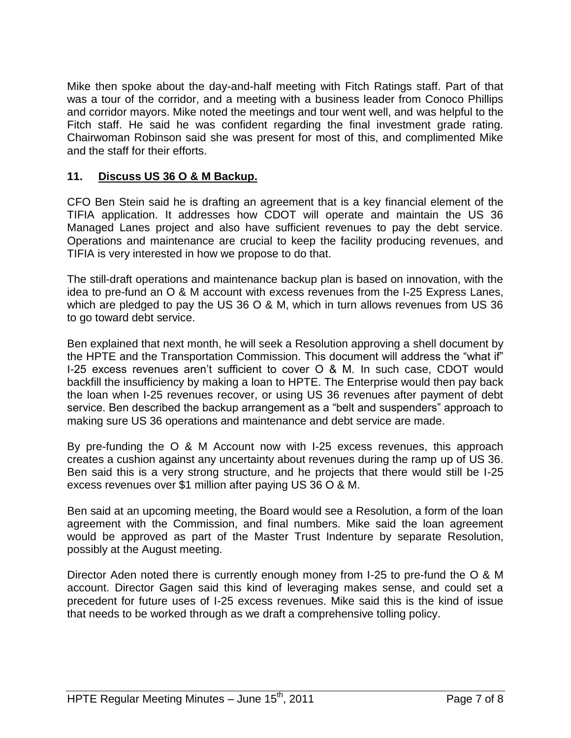Mike then spoke about the day-and-half meeting with Fitch Ratings staff. Part of that was a tour of the corridor, and a meeting with a business leader from Conoco Phillips and corridor mayors. Mike noted the meetings and tour went well, and was helpful to the Fitch staff. He said he was confident regarding the final investment grade rating. Chairwoman Robinson said she was present for most of this, and complimented Mike and the staff for their efforts.

## 11. Discuss US 36 O & M Backup.

CFO Ben Stein said he is drafting an agreement that is a key financial element of the TIFIA application. It addresses how CDOT will operate and maintain the US 36 Managed Lanes project and also have sufficient revenues to pay the debt service. Operations and maintenance are crucial to keep the facility producing revenues, and TIFIA is very interested in how we propose to do that.

The still-draft operations and maintenance backup plan is based on innovation, with the idea to pre-fund an O & M account with excess revenues from the I-25 Express Lanes, which are pledged to pay the US 36 O & M, which in turn allows revenues from US 36 to go toward debt service.

Ben explained that next month, he will seek a Resolution approving a shell document by the HPTE and the Transportation Commission. This document will address the "what if" I-25 excess revenues aren't sufficient to cover O & M. In such case, CDOT would backfill the insufficiency by making a loan to HPTE. The Enterprise would then pay back the loan when I-25 revenues recover, or using US 36 revenues after payment of debt service. Ben described the backup arrangement as a "belt and suspenders" approach to making sure US 36 operations and maintenance and debt service are made.

By pre-funding the O & M Account now with I-25 excess revenues, this approach creates a cushion against any uncertainty about revenues during the ramp up of US 36. Ben said this is a very strong structure, and he projects that there would still be I-25 excess revenues over $1 million after paying US 36 O & M.

Ben said at an upcoming meeting, the Board would see a Resolution, a form of the loan agreement with the Commission, and final numbers. Mike said the loan agreement would be approved as part of the Master Trust Indenture by separate Resolution, possibly at the August meeting.

Director Aden noted there is currently enough money from I-25 to pre-fund the O & M account. Director Gagen said this kind of leveraging makes sense, and could set a precedent for future uses of I-25 excess revenues. Mike said this is the kind of issue that needs to be worked through as we draft a comprehensive tolling policy.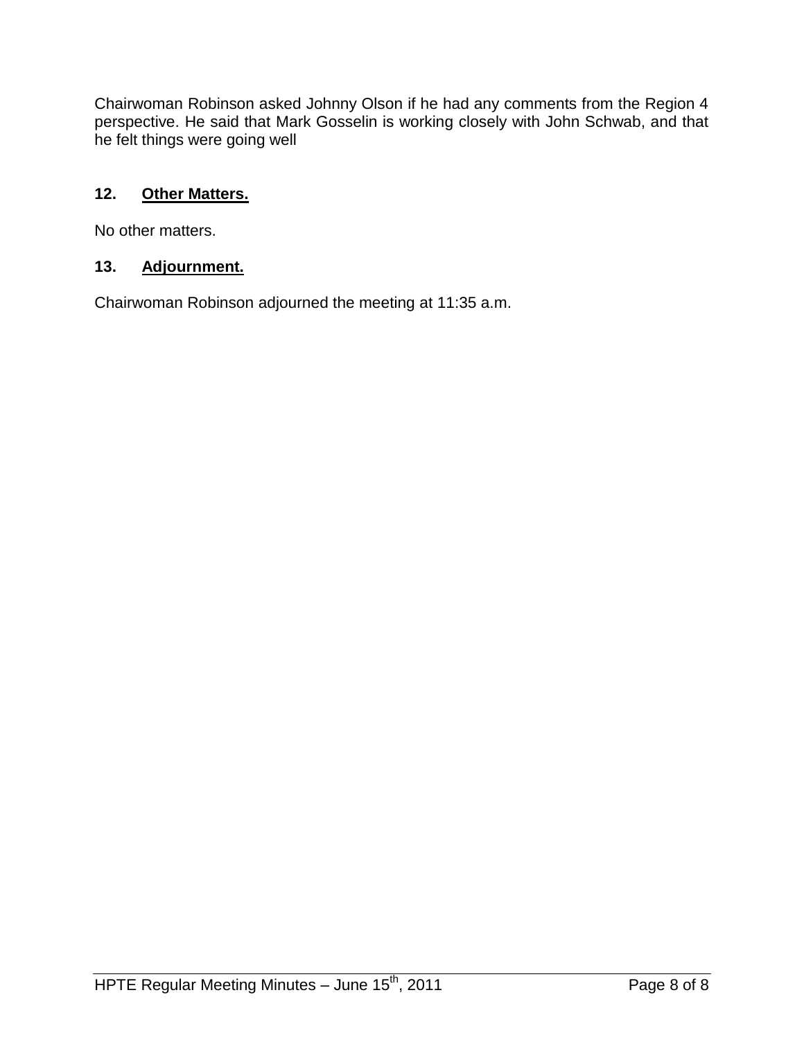Chairwoman Robinson asked Johnny Olson if he had any comments from the Region 4 perspective. He said that Mark Gosselin is working closely with John Schwab, and that he felt things were going well

## 12. Other Matters.

No other matters.

## 13. Adjournment.

Chairwoman Robinson adjourned the meeting at 11:35 a.m.